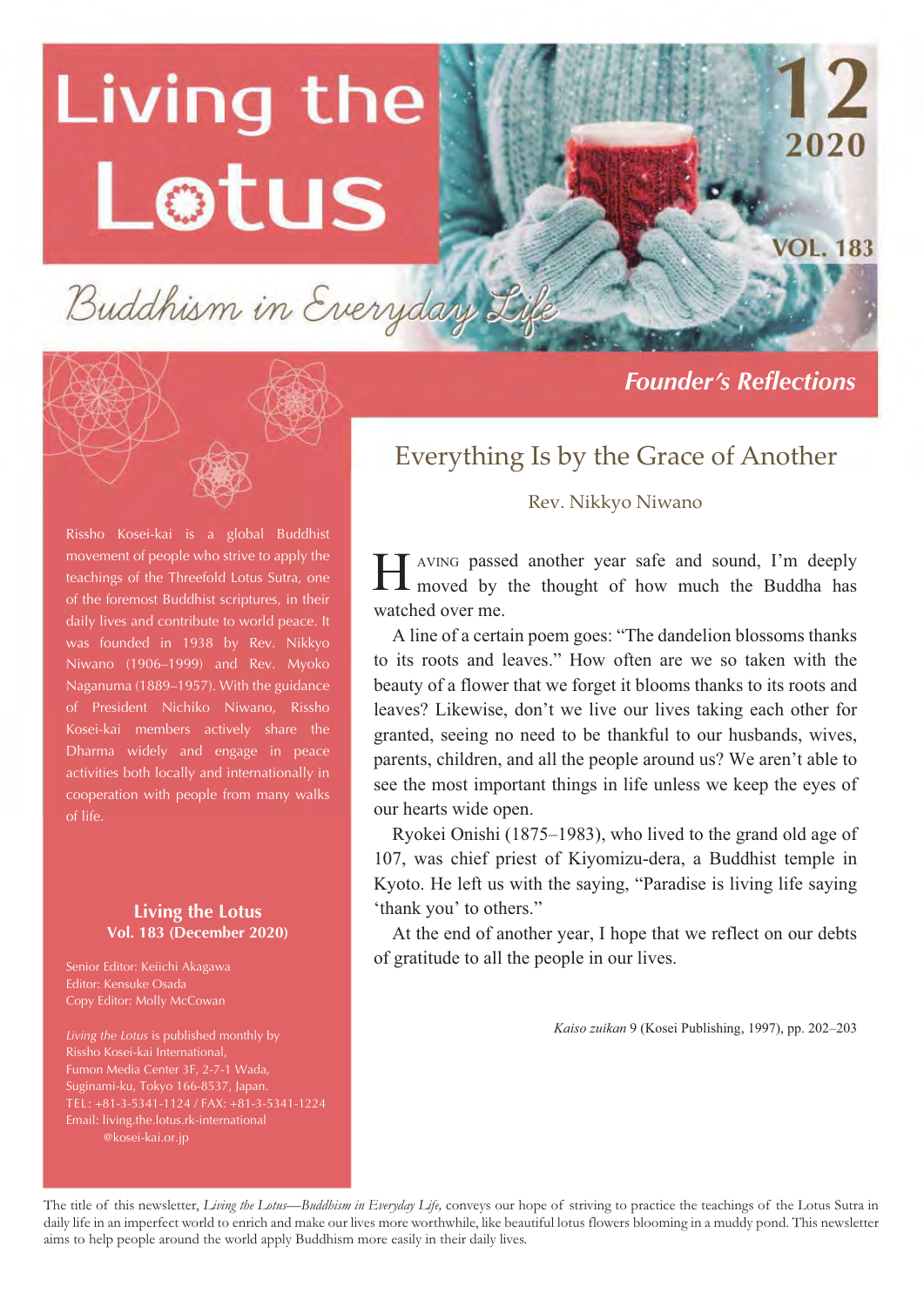# Living the Lotus

Buddhism in Everyday Life

12
2020

VOL. 183

Rissho Kosei-kai is a global Buddhist movement of people who strive to apply the teachings of the Threefold Lotus Sutra, one of the foremost Buddhist scriptures, in their daily lives and contribute to world peace. It was founded in 1938 by Rev. Nikkyo Niwano (1906–1999) and Rev. Myoko Naganuma (1889–1957). With the guidance of President Nichiko Niwano, Rissho Kosei-kai members actively share the Dharma widely and engage in peace activities both locally and internationally in cooperation with people from many walks of life.

**Living the Lotus**
**Vol. 183 (December 2020)**

Senior Editor: Keiichi Akagawa
Editor: Kensuke Osada
Copy Editor: Molly McCowan

*Living the Lotus* is published monthly by Rissho Kosei-kai International, Fumon Media Center 3F, 2-7-1 Wada, Suginami-ku, Tokyo 166-8537, Japan.
TEL: +81-3-5341-1124 / FAX: +81-3-5341-1224
Email: living.the.lotus.rk-international@kosei-kai.or.jp

## *Founder's Reflections*

## Everything Is by the Grace of Another

Rev. Nikkyo Niwano

HAVING passed another year safe and sound, I'm deeply moved by the thought of how much the Buddha has watched over me.

A line of a certain poem goes: "The dandelion blossoms thanks to its roots and leaves." How often are we so taken with the beauty of a flower that we forget it blooms thanks to its roots and leaves? Likewise, don't we live our lives taking each other for granted, seeing no need to be thankful to our husbands, wives, parents, children, and all the people around us? We aren't able to see the most important things in life unless we keep the eyes of our hearts wide open.

Ryokei Onishi (1875–1983), who lived to the grand old age of 107, was chief priest of Kiyomizu-dera, a Buddhist temple in Kyoto. He left us with the saying, "Paradise is living life saying 'thank you' to others."

At the end of another year, I hope that we reflect on our debts of gratitude to all the people in our lives.

*Kaiso zuikan* 9 (Kosei Publishing, 1997), pp. 202–203

The title of this newsletter, *Living the Lotus—Buddhism in Everyday Life,* conveys our hope of striving to practice the teachings of the Lotus Sutra in daily life in an imperfect world to enrich and make our lives more worthwhile, like beautiful lotus flowers blooming in a muddy pond. This newsletter aims to help people around the world apply Buddhism more easily in their daily lives.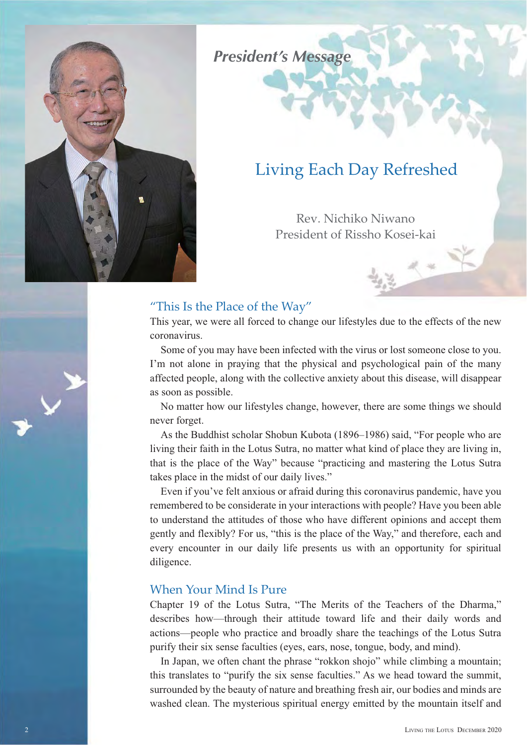*President's Message*

# Living Each Day Refreshed

Rev. Nichiko Niwano
President of Rissho Kosei-kai

## "This Is the Place of the Way"

This year, we were all forced to change our lifestyles due to the effects of the new coronavirus.

Some of you may have been infected with the virus or lost someone close to you. I'm not alone in praying that the physical and psychological pain of the many affected people, along with the collective anxiety about this disease, will disappear as soon as possible.

No matter how our lifestyles change, however, there are some things we should never forget.

As the Buddhist scholar Shobun Kubota (1896–1986) said, "For people who are living their faith in the Lotus Sutra, no matter what kind of place they are living in, that is the place of the Way" because "practicing and mastering the Lotus Sutra takes place in the midst of our daily lives."

Even if you've felt anxious or afraid during this coronavirus pandemic, have you remembered to be considerate in your interactions with people? Have you been able to understand the attitudes of those who have different opinions and accept them gently and flexibly? For us, "this is the place of the Way," and therefore, each and every encounter in our daily life presents us with an opportunity for spiritual diligence.

## When Your Mind Is Pure

Chapter 19 of the Lotus Sutra, "The Merits of the Teachers of the Dharma," describes how—through their attitude toward life and their daily words and actions—people who practice and broadly share the teachings of the Lotus Sutra purify their six sense faculties (eyes, ears, nose, tongue, body, and mind).

In Japan, we often chant the phrase "rokkon shojo" while climbing a mountain; this translates to "purify the six sense faculties." As we head toward the summit, surrounded by the beauty of nature and breathing fresh air, our bodies and minds are washed clean. The mysterious spiritual energy emitted by the mountain itself and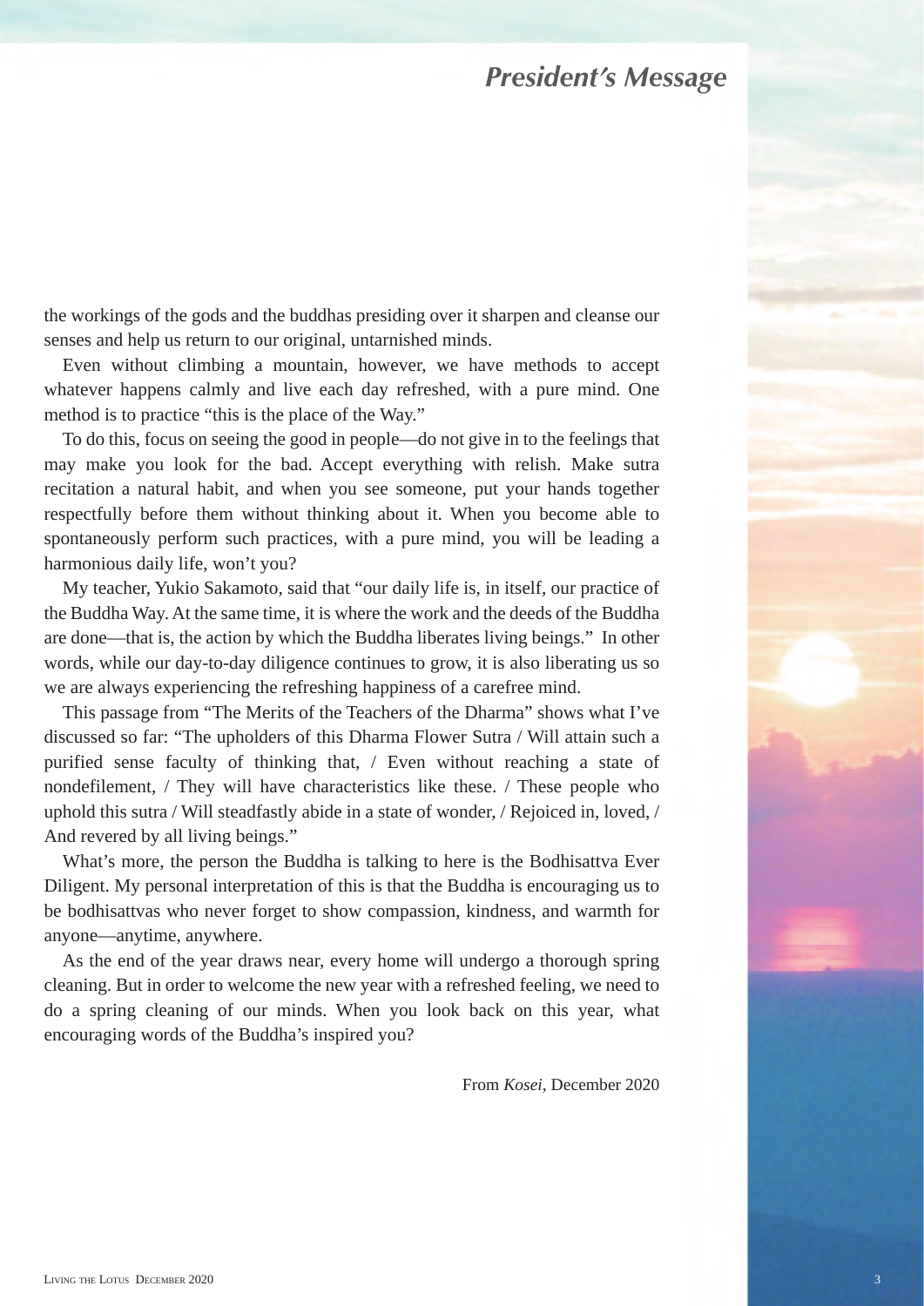the workings of the gods and the buddhas presiding over it sharpen and cleanse our senses and help us return to our original, untarnished minds.

Even without climbing a mountain, however, we have methods to accept whatever happens calmly and live each day refreshed, with a pure mind. One method is to practice "this is the place of the Way."

To do this, focus on seeing the good in people—do not give in to the feelings that may make you look for the bad. Accept everything with relish. Make sutra recitation a natural habit, and when you see someone, put your hands together respectfully before them without thinking about it. When you become able to spontaneously perform such practices, with a pure mind, you will be leading a harmonious daily life, won't you?

My teacher, Yukio Sakamoto, said that "our daily life is, in itself, our practice of the Buddha Way. At the same time, it is where the work and the deeds of the Buddha are done—that is, the action by which the Buddha liberates living beings." In other words, while our day-to-day diligence continues to grow, it is also liberating us so we are always experiencing the refreshing happiness of a carefree mind.

This passage from "The Merits of the Teachers of the Dharma" shows what I've discussed so far: "The upholders of this Dharma Flower Sutra / Will attain such a purified sense faculty of thinking that, / Even without reaching a state of nondefilement, / They will have characteristics like these. / These people who uphold this sutra / Will steadfastly abide in a state of wonder, / Rejoiced in, loved, / And revered by all living beings."

What's more, the person the Buddha is talking to here is the Bodhisattva Ever Diligent. My personal interpretation of this is that the Buddha is encouraging us to be bodhisattvas who never forget to show compassion, kindness, and warmth for anyone—anytime, anywhere.

As the end of the year draws near, every home will undergo a thorough spring cleaning. But in order to welcome the new year with a refreshed feeling, we need to do a spring cleaning of our minds. When you look back on this year, what encouraging words of the Buddha's inspired you?

From *Kosei*, December 2020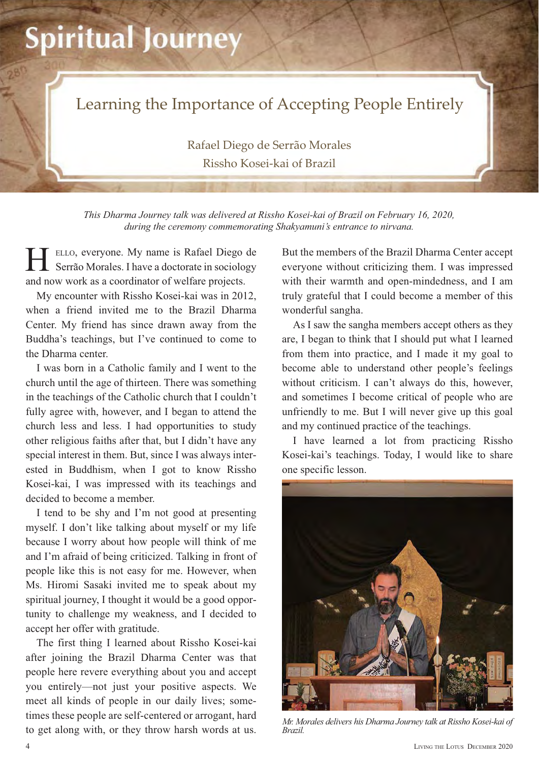# Spiritual Journey

## Learning the Importance of Accepting People Entirely

Rafael Diego de Serrão Morales
Rissho Kosei-kai of Brazil

*This Dharma Journey talk was delivered at Rissho Kosei-kai of Brazil on February 16, 2020, during the ceremony commemorating Shakyamuni's entrance to nirvana.*

Hello, everyone. My name is Rafael Diego de Serrão Morales. I have a doctorate in sociology and now work as a coordinator of welfare projects.

My encounter with Rissho Kosei-kai was in 2012, when a friend invited me to the Brazil Dharma Center. My friend has since drawn away from the Buddha's teachings, but I've continued to come to the Dharma center.

I was born in a Catholic family and I went to the church until the age of thirteen. There was something in the teachings of the Catholic church that I couldn't fully agree with, however, and I began to attend the church less and less. I had opportunities to study other religious faiths after that, but I didn't have any special interest in them. But, since I was always interested in Buddhism, when I got to know Rissho Kosei-kai, I was impressed with its teachings and decided to become a member.

I tend to be shy and I'm not good at presenting myself. I don't like talking about myself or my life because I worry about how people will think of me and I'm afraid of being criticized. Talking in front of people like this is not easy for me. However, when Ms. Hiromi Sasaki invited me to speak about my spiritual journey, I thought it would be a good opportunity to challenge my weakness, and I decided to accept her offer with gratitude.

The first thing I learned about Rissho Kosei-kai after joining the Brazil Dharma Center was that people here revere everything about you and accept you entirely—not just your positive aspects. We meet all kinds of people in our daily lives; sometimes these people are self-centered or arrogant, hard to get along with, or they throw harsh words at us. But the members of the Brazil Dharma Center accept everyone without criticizing them. I was impressed with their warmth and open-mindedness, and I am truly grateful that I could become a member of this wonderful sangha.

As I saw the sangha members accept others as they are, I began to think that I should put what I learned from them into practice, and I made it my goal to become able to understand other people's feelings without criticism. I can't always do this, however, and sometimes I become critical of people who are unfriendly to me. But I will never give up this goal and my continued practice of the teachings.

I have learned a lot from practicing Rissho Kosei-kai's teachings. Today, I would like to share one specific lesson.

*Mr. Morales delivers his Dharma Journey talk at Rissho Kosei-kai of Brazil.*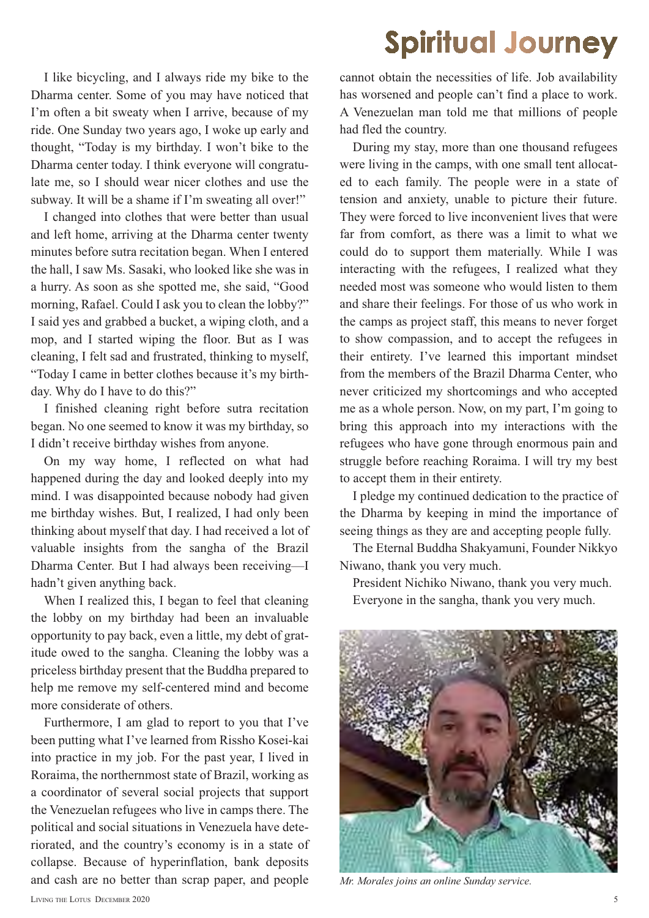# Spiritual Journey

I like bicycling, and I always ride my bike to the Dharma center. Some of you may have noticed that I'm often a bit sweaty when I arrive, because of my ride. One Sunday two years ago, I woke up early and thought, "Today is my birthday. I won't bike to the Dharma center today. I think everyone will congratulate me, so I should wear nicer clothes and use the subway. It will be a shame if I'm sweating all over!"

I changed into clothes that were better than usual and left home, arriving at the Dharma center twenty minutes before sutra recitation began. When I entered the hall, I saw Ms. Sasaki, who looked like she was in a hurry. As soon as she spotted me, she said, "Good morning, Rafael. Could I ask you to clean the lobby?" I said yes and grabbed a bucket, a wiping cloth, and a mop, and I started wiping the floor. But as I was cleaning, I felt sad and frustrated, thinking to myself, "Today I came in better clothes because it's my birthday. Why do I have to do this?"

I finished cleaning right before sutra recitation began. No one seemed to know it was my birthday, so I didn't receive birthday wishes from anyone.

On my way home, I reflected on what had happened during the day and looked deeply into my mind. I was disappointed because nobody had given me birthday wishes. But, I realized, I had only been thinking about myself that day. I had received a lot of valuable insights from the sangha of the Brazil Dharma Center. But I had always been receiving—I hadn't given anything back.

When I realized this, I began to feel that cleaning the lobby on my birthday had been an invaluable opportunity to pay back, even a little, my debt of gratitude owed to the sangha. Cleaning the lobby was a priceless birthday present that the Buddha prepared to help me remove my self-centered mind and become more considerate of others.

Furthermore, I am glad to report to you that I've been putting what I've learned from Rissho Kosei-kai into practice in my job. For the past year, I lived in Roraima, the northernmost state of Brazil, working as a coordinator of several social projects that support the Venezuelan refugees who live in camps there. The political and social situations in Venezuela have deteriorated, and the country's economy is in a state of collapse. Because of hyperinflation, bank deposits and cash are no better than scrap paper, and people cannot obtain the necessities of life. Job availability has worsened and people can't find a place to work. A Venezuelan man told me that millions of people had fled the country.

During my stay, more than one thousand refugees were living in the camps, with one small tent allocated to each family. The people were in a state of tension and anxiety, unable to picture their future. They were forced to live inconvenient lives that were far from comfort, as there was a limit to what we could do to support them materially. While I was interacting with the refugees, I realized what they needed most was someone who would listen to them and share their feelings. For those of us who work in the camps as project staff, this means to never forget to show compassion, and to accept the refugees in their entirety. I've learned this important mindset from the members of the Brazil Dharma Center, who never criticized my shortcomings and who accepted me as a whole person. Now, on my part, I'm going to bring this approach into my interactions with the refugees who have gone through enormous pain and struggle before reaching Roraima. I will try my best to accept them in their entirety.

I pledge my continued dedication to the practice of the Dharma by keeping in mind the importance of seeing things as they are and accepting people fully.

The Eternal Buddha Shakyamuni, Founder Nikkyo Niwano, thank you very much.

President Nichiko Niwano, thank you very much.

Everyone in the sangha, thank you very much.

*Mr. Morales joins an online Sunday service.*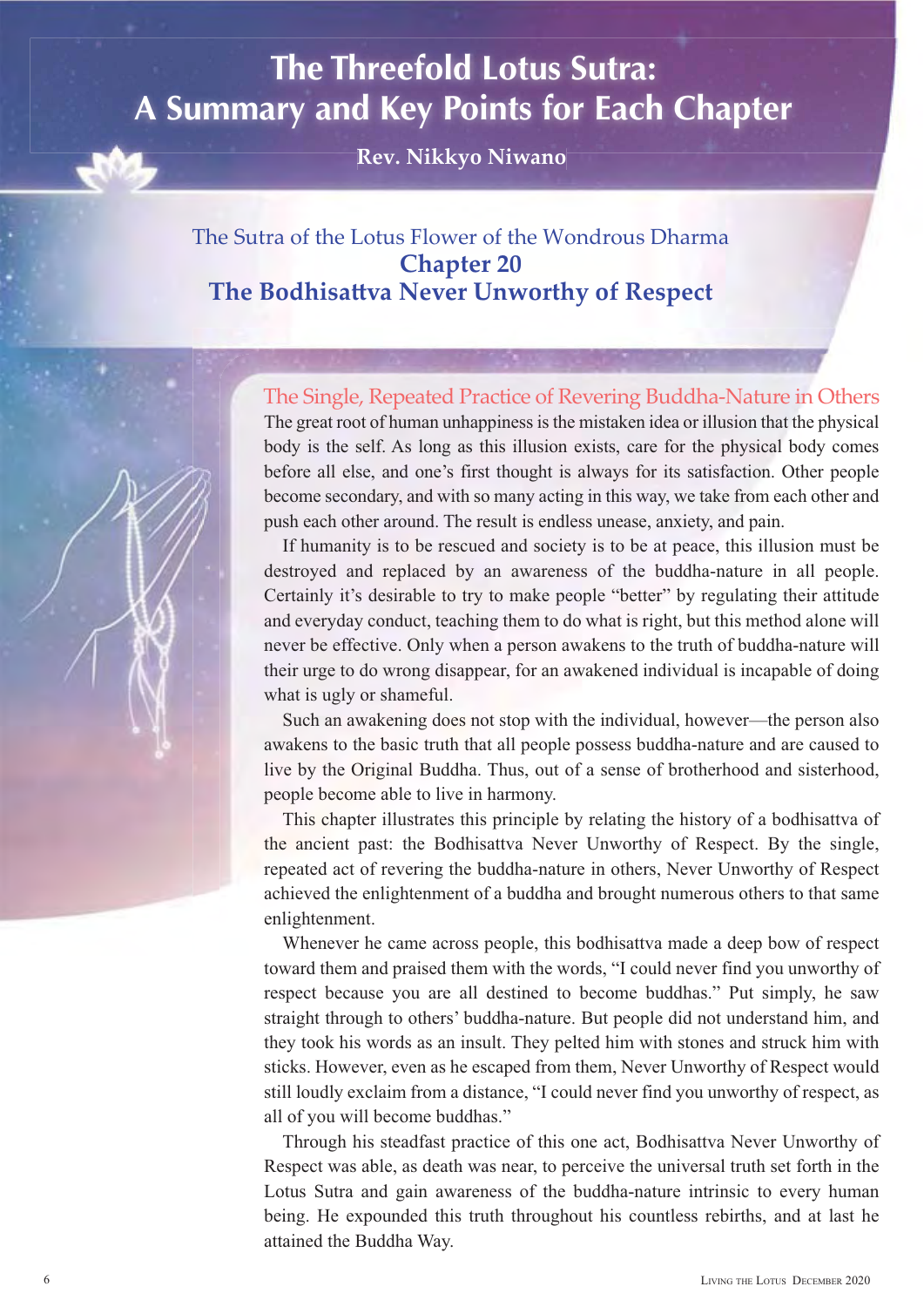# The Threefold Lotus Sutra: A Summary and Key Points for Each Chapter

**Rev. Nikkyo Niwano**

## The Sutra of the Lotus Flower of the Wondrous Dharma
## Chapter 20
## The Bodhisattva Never Unworthy of Respect

### The Single, Repeated Practice of Revering Buddha-Nature in Others

The great root of human unhappiness is the mistaken idea or illusion that the physical body is the self. As long as this illusion exists, care for the physical body comes before all else, and one's first thought is always for its satisfaction. Other people become secondary, and with so many acting in this way, we take from each other and push each other around. The result is endless unease, anxiety, and pain.

If humanity is to be rescued and society is to be at peace, this illusion must be destroyed and replaced by an awareness of the buddha-nature in all people. Certainly it's desirable to try to make people "better" by regulating their attitude and everyday conduct, teaching them to do what is right, but this method alone will never be effective. Only when a person awakens to the truth of buddha-nature will their urge to do wrong disappear, for an awakened individual is incapable of doing what is ugly or shameful.

Such an awakening does not stop with the individual, however—the person also awakens to the basic truth that all people possess buddha-nature and are caused to live by the Original Buddha. Thus, out of a sense of brotherhood and sisterhood, people become able to live in harmony.

This chapter illustrates this principle by relating the history of a bodhisattva of the ancient past: the Bodhisattva Never Unworthy of Respect. By the single, repeated act of revering the buddha-nature in others, Never Unworthy of Respect achieved the enlightenment of a buddha and brought numerous others to that same enlightenment.

Whenever he came across people, this bodhisattva made a deep bow of respect toward them and praised them with the words, "I could never find you unworthy of respect because you are all destined to become buddhas." Put simply, he saw straight through to others' buddha-nature. But people did not understand him, and they took his words as an insult. They pelted him with stones and struck him with sticks. However, even as he escaped from them, Never Unworthy of Respect would still loudly exclaim from a distance, "I could never find you unworthy of respect, as all of you will become buddhas."

Through his steadfast practice of this one act, Bodhisattva Never Unworthy of Respect was able, as death was near, to perceive the universal truth set forth in the Lotus Sutra and gain awareness of the buddha-nature intrinsic to every human being. He expounded this truth throughout his countless rebirths, and at last he attained the Buddha Way.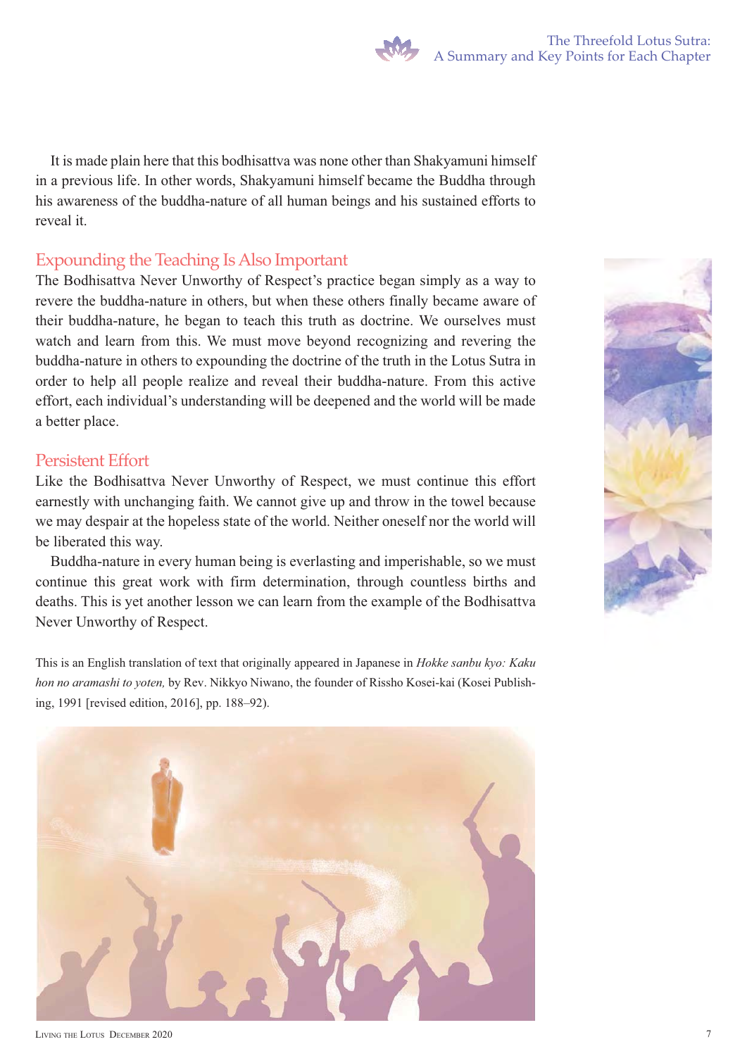It is made plain here that this bodhisattva was none other than Shakyamuni himself in a previous life. In other words, Shakyamuni himself became the Buddha through his awareness of the buddha-nature of all human beings and his sustained efforts to reveal it.

## Expounding the Teaching Is Also Important

The Bodhisattva Never Unworthy of Respect's practice began simply as a way to revere the buddha-nature in others, but when these others finally became aware of their buddha-nature, he began to teach this truth as doctrine. We ourselves must watch and learn from this. We must move beyond recognizing and revering the buddha-nature in others to expounding the doctrine of the truth in the Lotus Sutra in order to help all people realize and reveal their buddha-nature. From this active effort, each individual's understanding will be deepened and the world will be made a better place.

## Persistent Effort

Like the Bodhisattva Never Unworthy of Respect, we must continue this effort earnestly with unchanging faith. We cannot give up and throw in the towel because we may despair at the hopeless state of the world. Neither oneself nor the world will be liberated this way.

Buddha-nature in every human being is everlasting and imperishable, so we must continue this great work with firm determination, through countless births and deaths. This is yet another lesson we can learn from the example of the Bodhisattva Never Unworthy of Respect.

This is an English translation of text that originally appeared in Japanese in *Hokke sanbu kyo: Kaku hon no aramashi to yoten,* by Rev. Nikkyo Niwano, the founder of Rissho Kosei-kai (Kosei Publishing, 1991 [revised edition, 2016], pp. 188–92).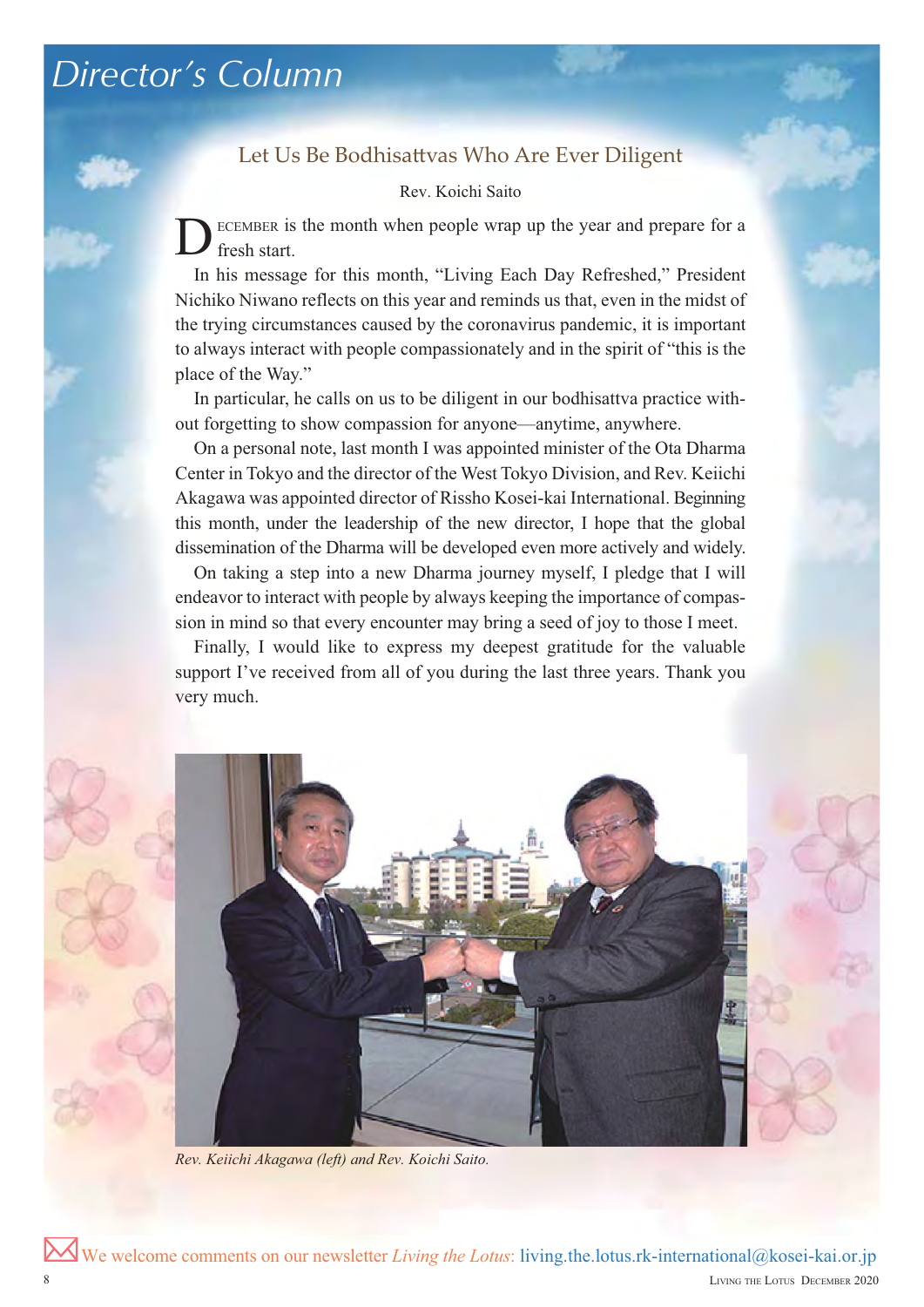# Director's Column

## Let Us Be Bodhisattvas Who Are Ever Diligent

Rev. Koichi Saito

DECEMBER is the month when people wrap up the year and prepare for a fresh start.

In his message for this month, "Living Each Day Refreshed," President Nichiko Niwano reflects on this year and reminds us that, even in the midst of the trying circumstances caused by the coronavirus pandemic, it is important to always interact with people compassionately and in the spirit of "this is the place of the Way."

In particular, he calls on us to be diligent in our bodhisattva practice without forgetting to show compassion for anyone—anytime, anywhere.

On a personal note, last month I was appointed minister of the Ota Dharma Center in Tokyo and the director of the West Tokyo Division, and Rev. Keiichi Akagawa was appointed director of Rissho Kosei-kai International. Beginning this month, under the leadership of the new director, I hope that the global dissemination of the Dharma will be developed even more actively and widely.

On taking a step into a new Dharma journey myself, I pledge that I will endeavor to interact with people by always keeping the importance of compassion in mind so that every encounter may bring a seed of joy to those I meet.

Finally, I would like to express my deepest gratitude for the valuable support I've received from all of you during the last three years. Thank you very much.

*Rev. Keiichi Akagawa (left) and Rev. Koichi Saito.*

We welcome comments on our newsletter *Living the Lotus*: living.the.lotus.rk-international@kosei-kai.or.jp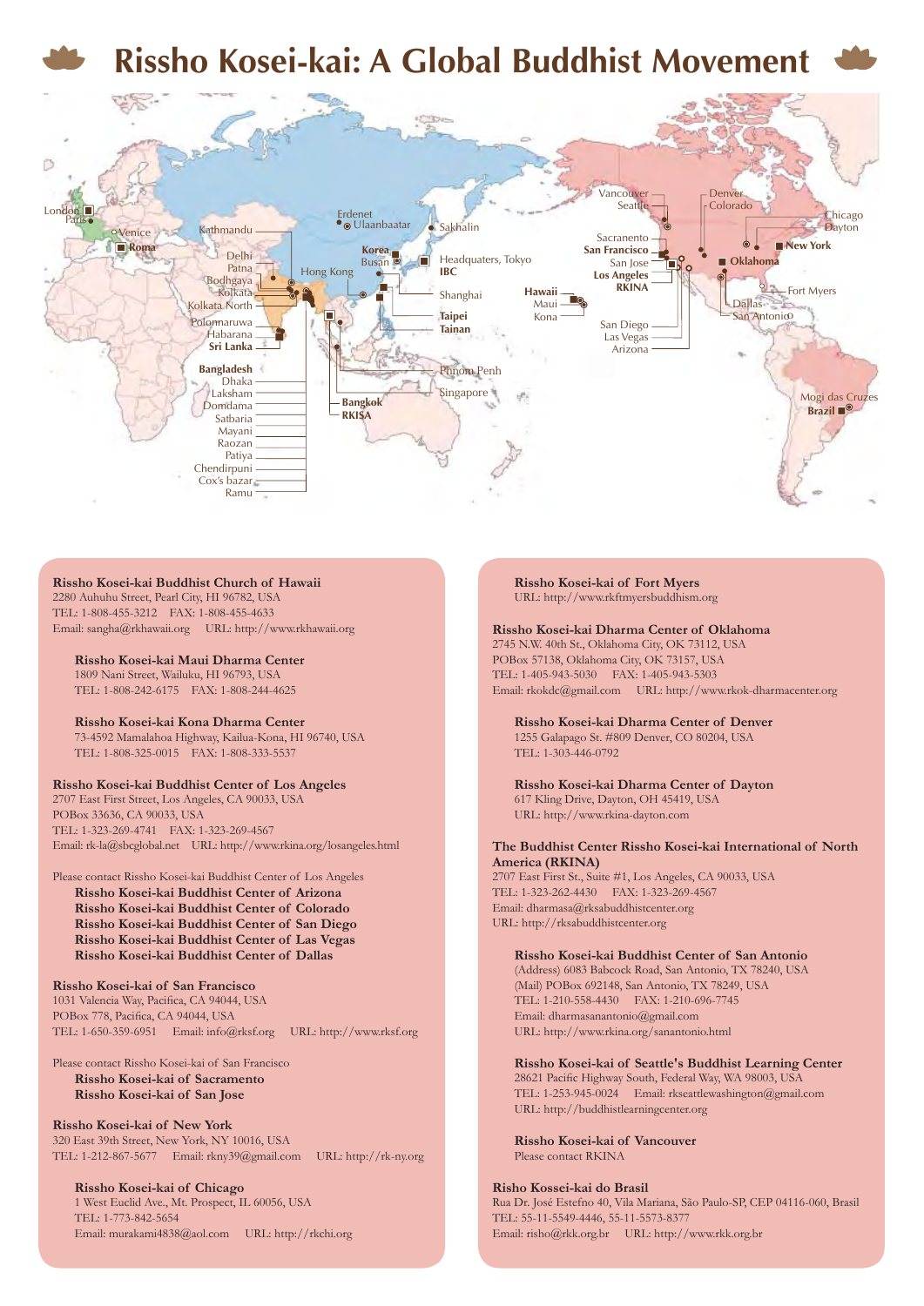# Rissho Kosei-kai: A Global Buddhist Movement

London, Paris, Venice, Roma, Kathmandu, Delhi, Patna, Bodhgaya, Kolkata, Kolkata North, Polonnaruwa, Habarana, Sri Lanka, Bangladesh, Dhaka, Laksham, Domdama, Satbaria, Mayani, Raozan, Patiya, Chendirpuni, Cox's bazar, Ramu, Erdenet, Ulaanbaatar, Hong Kong, Korea, Busan, Sakhalin, Headquaters, Tokyo, IBC, Shanghai, Taipei, Tainan, Phnom Penh, Singapore, Bangkok, RKISA, Hawaii, Maui, Kona, Vancouver, Seattle, Sacranento, San Francisco, San Jose, Los Angeles, RKINA, San Diego, Las Vegas, Arizona, Denver, Colorado, Chicago, Dayton, New York, Oklahoma, Fort Myers, Dallas, San Antonio, Mogi das Cruzes, Brazil

**Rissho Kosei-kai Buddhist Church of Hawaii**
2280 Auhuhu Street, Pearl City, HI 96782, USA
TEL: 1-808-455-3212 FAX: 1-808-455-4633
Email: sangha@rkhawaii.org URL: http://www.rkhawaii.org

**Rissho Kosei-kai Maui Dharma Center**
1809 Nani Street, Wailuku, HI 96793, USA
TEL: 1-808-242-6175 FAX: 1-808-244-4625

**Rissho Kosei-kai Kona Dharma Center**
73-4592 Mamalahoa Highway, Kailua-Kona, HI 96740, USA
TEL: 1-808-325-0015 FAX: 1-808-333-5537

**Rissho Kosei-kai Buddhist Center of Los Angeles**
2707 East First Street, Los Angeles, CA 90033, USA
POBox 33636, CA 90033, USA
TEL: 1-323-269-4741 FAX: 1-323-269-4567
Email: rk-la@sbcglobal.net URL: http://www.rkina.org/losangeles.html

Please contact Rissho Kosei-kai Buddhist Center of Los Angeles
**Rissho Kosei-kai Buddhist Center of Arizona**
**Rissho Kosei-kai Buddhist Center of Colorado**
**Rissho Kosei-kai Buddhist Center of San Diego**
**Rissho Kosei-kai Buddhist Center of Las Vegas**
**Rissho Kosei-kai Buddhist Center of Dallas**

**Rissho Kosei-kai of San Francisco**
1031 Valencia Way, Pacifica, CA 94044, USA
POBox 778, Pacifica, CA 94044, USA
TEL: 1-650-359-6951 Email: info@rksf.org URL: http://www.rksf.org

Please contact Rissho Kosei-kai of San Francisco
**Rissho Kosei-kai of Sacramento**
**Rissho Kosei-kai of San Jose**

**Rissho Kosei-kai of New York**
320 East 39th Street, New York, NY 10016, USA
TEL: 1-212-867-5677 Email: rkny39@gmail.com URL: http://rk-ny.org

**Rissho Kosei-kai of Chicago**
1 West Euclid Ave., Mt. Prospect, IL 60056, USA
TEL: 1-773-842-5654
Email: murakami4838@aol.com URL: http://rkchi.org

**Rissho Kosei-kai of Fort Myers**
URL: http://www.rkftmyersbuddhism.org

**Rissho Kosei-kai Dharma Center of Oklahoma**
2745 N.W. 40th St., Oklahoma City, OK 73112, USA
POBox 57138, Oklahoma City, OK 73157, USA
TEL: 1-405-943-5030 FAX: 1-405-943-5303
Email: rkokdc@gmail.com URL: http://www.rkok-dharmacenter.org

**Rissho Kosei-kai Dharma Center of Denver**
1255 Galapago St. #809 Denver, CO 80204, USA
TEL: 1-303-446-0792

**Rissho Kosei-kai Dharma Center of Dayton**
617 Kling Drive, Dayton, OH 45419, USA
URL: http://www.rkina-dayton.com

**The Buddhist Center Rissho Kosei-kai International of North America (RKINA)**
2707 East First St., Suite #1, Los Angeles, CA 90033, USA
TEL: 1-323-262-4430 FAX: 1-323-269-4567
Email: dharmasa@rksabuddhistcenter.org
URL: http://rksabuddhistcenter.org

**Rissho Kosei-kai Buddhist Center of San Antonio**
(Address) 6083 Babcock Road, San Antonio, TX 78240, USA
(Mail) POBox 692148, San Antonio, TX 78249, USA
TEL: 1-210-558-4430 FAX: 1-210-696-7745
Email: dharmasanantonio@gmail.com
URL: http://www.rkina.org/sanantonio.html

**Rissho Kosei-kai of Seattle's Buddhist Learning Center**
28621 Pacific Highway South, Federal Way, WA 98003, USA
TEL: 1-253-945-0024 Email: rkseattlewashington@gmail.com
URL: http://buddhistlearningcenter.org

**Rissho Kosei-kai of Vancouver**
Please contact RKINA

**Risho Kossei-kai do Brasil**
Rua Dr. José Estefno 40, Vila Mariana, São Paulo-SP, CEP 04116-060, Brasil
TEL: 55-11-5549-4446, 55-11-5573-8377
Email: risho@rkk.org.br URL: http://www.rkk.org.br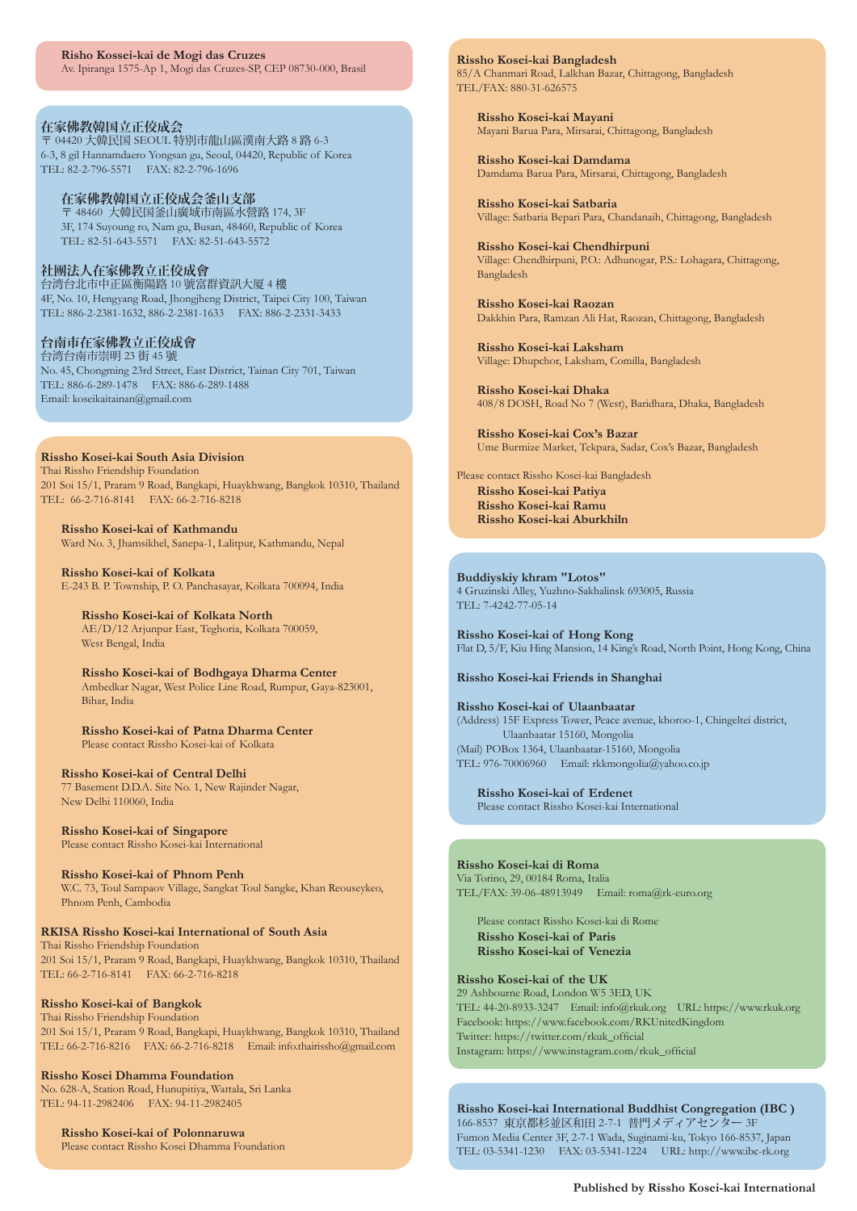**Risho Kossei-kai de Mogi das Cruzes**
Av. Ipiranga 1575-Ap 1, Mogi das Cruzes-SP, CEP 08730-000, Brasil

**在家佛教韓国立正佼成会**
〒 04420 大韓民国 SEOUL 特別市龍山區漢南大路 8 路 6-3
6-3, 8 gil Hannamdaero Yongsan gu, Seoul, 04420, Republic of Korea
TEL: 82-2-796-5571 FAX: 82-2-796-1696

**在家佛教韓国立正佼成会釜山支部**
〒 48460 大韓民国釜山廣域市南區水營路 174, 3F
3F, 174 Suyoung ro, Nam gu, Busan, 48460, Republic of Korea
TEL: 82-51-643-5571 FAX: 82-51-643-5572

**社團法人在家佛教立正佼成會**
台湾台北市中正區衡陽路 10 號富群資訊大廈 4 樓
4F, No. 10, Hengyang Road, Jhongjheng District, Taipei City 100, Taiwan
TEL: 886-2-2381-1632, 886-2-2381-1633 FAX: 886-2-2331-3433

**台南市在家佛教立正佼成會**
台湾台南市崇明 23 街 45 號
No. 45, Chongming 23rd Street, East District, Tainan City 701, Taiwan
TEL: 886-6-289-1478 FAX: 886-6-289-1488
Email: koseikaitainan@gmail.com

**Rissho Kosei-kai South Asia Division**
Thai Rissho Friendship Foundation
201 Soi 15/1, Praram 9 Road, Bangkapi, Huaykhwang, Bangkok 10310, Thailand
TEL: 66-2-716-8141 FAX: 66-2-716-8218

**Rissho Kosei-kai of Kathmandu**
Ward No. 3, Jhamsikhel, Sanepa-1, Lalitpur, Kathmandu, Nepal

**Rissho Kosei-kai of Kolkata**
E-243 B. P. Township, P. O. Panchasayar, Kolkata 700094, India

**Rissho Kosei-kai of Kolkata North**
AE/D/12 Arjunpur East, Teghoria, Kolkata 700059,
West Bengal, India

**Rissho Kosei-kai of Bodhgaya Dharma Center**
Ambedkar Nagar, West Police Line Road, Rumpur, Gaya-823001,
Bihar, India

**Rissho Kosei-kai of Patna Dharma Center**
Please contact Rissho Kosei-kai of Kolkata

**Rissho Kosei-kai of Central Delhi**
77 Basement D.D.A. Site No. 1, New Rajinder Nagar,
New Delhi 110060, India

**Rissho Kosei-kai of Singapore**
Please contact Rissho Kosei-kai International

**Rissho Kosei-kai of Phnom Penh**
W.C. 73, Toul Sampaov Village, Sangkat Toul Sangke, Khan Reouseykeo,
Phnom Penh, Cambodia

**RKISA Rissho Kosei-kai International of South Asia**
Thai Rissho Friendship Foundation
201 Soi 15/1, Praram 9 Road, Bangkapi, Huaykhwang, Bangkok 10310, Thailand
TEL: 66-2-716-8141 FAX: 66-2-716-8218

**Rissho Kosei-kai of Bangkok**
Thai Rissho Friendship Foundation
201 Soi 15/1, Praram 9 Road, Bangkapi, Huaykhwang, Bangkok 10310, Thailand
TEL: 66-2-716-8216 FAX: 66-2-716-8218 Email: info.thairissho@gmail.com

**Rissho Kosei Dhamma Foundation**
No. 628-A, Station Road, Hunupitiya, Wattala, Sri Lanka
TEL: 94-11-2982406 FAX: 94-11-2982405

**Rissho Kosei-kai of Polonnaruwa**
Please contact Rissho Kosei Dhamma Foundation

**Rissho Kosei-kai Bangladesh**
85/A Chanmari Road, Lalkhan Bazar, Chittagong, Bangladesh
TEL/FAX: 880-31-626575

**Rissho Kosei-kai Mayani**
Mayani Barua Para, Mirsarai, Chittagong, Bangladesh

**Rissho Kosei-kai Damdama**
Damdama Barua Para, Mirsarai, Chittagong, Bangladesh

**Rissho Kosei-kai Satbaria**
Village: Satbaria Bepari Para, Chandanaih, Chittagong, Bangladesh

**Rissho Kosei-kai Chendhirpuni**
Village: Chendhirpuni, P.O.: Adhunogar, P.S.: Lohagara, Chittagong,
Bangladesh

**Rissho Kosei-kai Raozan**
Dakkhin Para, Ramzan Ali Hat, Raozan, Chittagong, Bangladesh

**Rissho Kosei-kai Laksham**
Village: Dhupchor, Laksham, Comilla, Bangladesh

**Rissho Kosei-kai Dhaka**
408/8 DOSH, Road No 7 (West), Baridhara, Dhaka, Bangladesh

**Rissho Kosei-kai Cox's Bazar**
Ume Burmize Market, Tekpara, Sadar, Cox's Bazar, Bangladesh

Please contact Rissho Kosei-kai Bangladesh
**Rissho Kosei-kai Patiya**
**Rissho Kosei-kai Ramu**
**Rissho Kosei-kai Aburkhiln**

**Buddiyskiy khram "Lotos"**
4 Gruzinski Alley, Yuzhno-Sakhalinsk 693005, Russia
TEL: 7-4242-77-05-14

**Rissho Kosei-kai of Hong Kong**
Flat D, 5/F, Kiu Hing Mansion, 14 King's Road, North Point, Hong Kong, China

**Rissho Kosei-kai Friends in Shanghai**

**Rissho Kosei-kai of Ulaanbaatar**
(Address) 15F Express Tower, Peace avenue, khoroo-1, Chingeltei district,
Ulaanbaatar 15160, Mongolia
(Mail) POBox 1364, Ulaanbaatar-15160, Mongolia
TEL: 976-70006960 Email: rkkmongolia@yahoo.co.jp

**Rissho Kosei-kai of Erdenet**
Please contact Rissho Kosei-kai International

**Rissho Kosei-kai di Roma**
Via Torino, 29, 00184 Roma, Italia
TEL/FAX: 39-06-48913949 Email: roma@rk-euro.org

Please contact Rissho Kosei-kai di Rome
**Rissho Kosei-kai of Paris**
**Rissho Kosei-kai of Venezia**

**Rissho Kosei-kai of the UK**
29 Ashbourne Road, London W5 3ED, UK
TEL: 44-20-8933-3247 Email: info@rkuk.org URL: https://www.rkuk.org
Facebook: https://www.facebook.com/RKUnitedKingdom
Twitter: https://twitter.com/rkuk_official
Instagram: https://www.instagram.com/rkuk_official

**Rissho Kosei-kai International Buddhist Congregation (IBC )**
166-8537 東京都杉並区和田 2-7-1 普門メディアセンター 3F
Fumon Media Center 3F, 2-7-1 Wada, Suginami-ku, Tokyo 166-8537, Japan
TEL: 03-5341-1230 FAX: 03-5341-1224 URL: http://www.ibc-rk.org

**Published by Rissho Kosei-kai International**